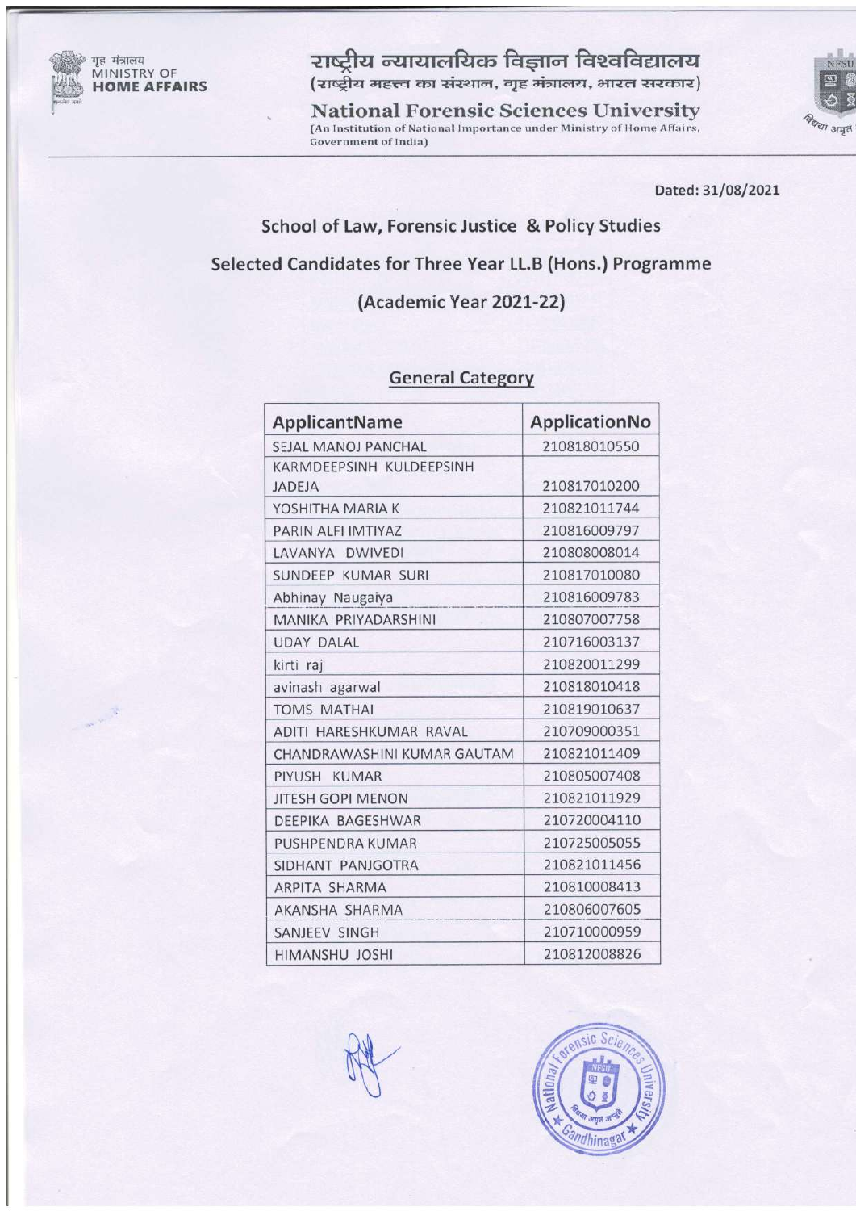गृह मंत्रालय
MINISTRY OF
**HOME AFFAIRS**

# राष्ट्रीय न्यायालयिक विज्ञान विश्वविद्यालय

(राष्ट्रीय महत्त्व का संस्थान, गृह मंत्रालय, भारत सरकार)

**National Forensic Sciences University**

(An Institution of National Importance under Ministry of Home Affairs, Government of India)

Dated: 31/08/2021

## School of Law, Forensic Justice & Policy Studies

## Selected Candidates for Three Year LL.B (Hons.) Programme

## (Academic Year 2021-22)

### General Category

| ApplicantName | ApplicationNo |
|---|---|
| SEJAL MANOJ PANCHAL | 210818010550 |
| KARMDEEPSINH KULDEEPSINH JADEJA | 210817010200 |
| YOSHITHA MARIA K | 210821011744 |
| PARIN ALFI IMTIYAZ | 210816009797 |
| LAVANYA DWIVEDI | 210808008014 |
| SUNDEEP KUMAR SURI | 210817010080 |
| Abhinay Naugaiya | 210816009783 |
| MANIKA PRIYADARSHINI | 210807007758 |
| UDAY DALAL | 210716003137 |
| kirti raj | 210820011299 |
| avinash agarwal | 210818010418 |
| TOMS MATHAI | 210819010637 |
| ADITI HARESHKUMAR RAVAL | 210709000351 |
| CHANDRAWASHINI KUMAR GAUTAM | 210821011409 |
| PIYUSH KUMAR | 210805007408 |
| JITESH GOPI MENON | 210821011929 |
| DEEPIKA BAGESHWAR | 210720004110 |
| PUSHPENDRA KUMAR | 210725005055 |
| SIDHANT PANJGOTRA | 210821011456 |
| ARPITA SHARMA | 210810008413 |
| AKANSHA SHARMA | 210806007605 |
| SANJEEV SINGH | 210710000959 |
| HIMANSHU JOSHI | 210812008826 |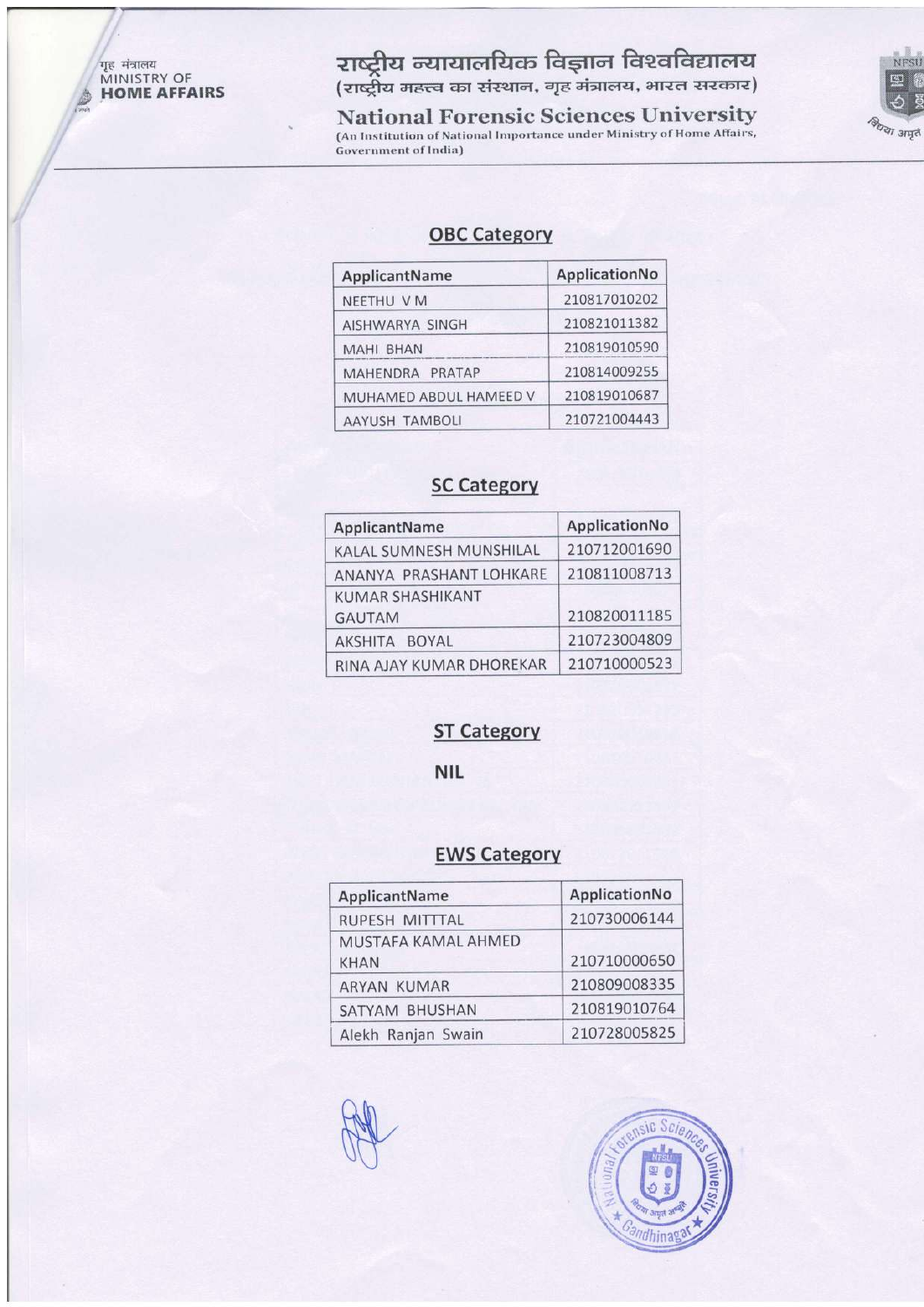गृह मंत्रालय
MINISTRY OF
**HOME AFFAIRS**

# राष्ट्रीय न्यायालयिक विज्ञान विश्वविद्यालय
(राष्ट्रीय महत्त्व का संस्थान, गृह मंत्रालय, भारत सरकार)

# National Forensic Sciences University
(An Institution of National Importance under Ministry of Home Affairs, Government of India)

## OBC Category

| ApplicantName | ApplicationNo |
|---|---|
| NEETHU V M | 210817010202 |
| AISHWARYA SINGH | 210821011382 |
| MAHI BHAN | 210819010590 |
| MAHENDRA PRATAP | 210814009255 |
| MUHAMED ABDUL HAMEED V | 210819010687 |
| AAYUSH TAMBOLI | 210721004443 |

## SC Category

| ApplicantName | ApplicationNo |
|---|---|
| KALAL SUMNESH MUNSHILAL | 210712001690 |
| ANANYA PRASHANT LOHKARE | 210811008713 |
| KUMAR SHASHIKANT GAUTAM | 210820011185 |
| AKSHITA BOYAL | 210723004809 |
| RINA AJAY KUMAR DHOREKAR | 210710000523 |

## ST Category

**NIL**

## EWS Category

| ApplicantName | ApplicationNo |
|---|---|
| RUPESH MITTTAL | 210730006144 |
| MUSTAFA KAMAL AHMED KHAN | 210710000650 |
| ARYAN KUMAR | 210809008335 |
| SATYAM BHUSHAN | 210819010764 |
| Alekh Ranjan Swain | 210728005825 |